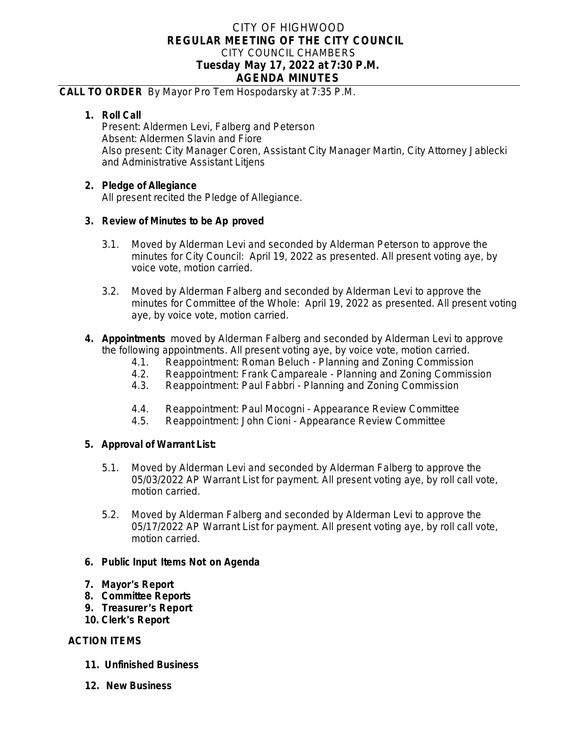# CITY OF HIGHWOOD
## REGULAR MEETING OF THE CITY COUNCIL
CITY COUNCIL CHAMBERS
**Tuesday May 17, 2022 at 7:30 P.M.**
**AGENDA MINUTES**

**CALL TO ORDER** By Mayor Pro Tem Hospodarsky at 7:35 P.M.

1. **Roll Call**
   Present: Aldermen Levi, Falberg and Peterson
   Absent: Aldermen Slavin and Fiore
   Also present: City Manager Coren, Assistant City Manager Martin, City Attorney Jablecki and Administrative Assistant Litjens

2. **Pledge of Allegiance**
   All present recited the Pledge of Allegiance.

3. **Review of Minutes to be Ap proved**

   3.1. Moved by Alderman Levi and seconded by Alderman Peterson to approve the minutes for City Council: April 19, 2022 as presented. All present voting aye, by voice vote, motion carried.

   3.2. Moved by Alderman Falberg and seconded by Alderman Levi to approve the minutes for Committee of the Whole: April 19, 2022 as presented. All present voting aye, by voice vote, motion carried.

4. **Appointments** moved by Alderman Falberg and seconded by Alderman Levi to approve the following appointments. All present voting aye, by voice vote, motion carried.
   4.1. Reappointment: Roman Beluch - Planning and Zoning Commission
   4.2. Reappointment: Frank Campareale - Planning and Zoning Commission
   4.3. Reappointment: Paul Fabbri - Planning and Zoning Commission

   4.4. Reappointment: Paul Mocogni - Appearance Review Committee
   4.5. Reappointment: John Cioni - Appearance Review Committee

5. **Approval of Warrant List:**

   5.1. Moved by Alderman Levi and seconded by Alderman Falberg to approve the 05/03/2022 AP Warrant List for payment. All present voting aye, by roll call vote, motion carried.

   5.2. Moved by Alderman Falberg and seconded by Alderman Levi to approve the 05/17/2022 AP Warrant List for payment. All present voting aye, by roll call vote, motion carried.

6. **Public Input Items Not on Agenda**

7. **Mayor's Report**
8. **Committee Reports**
9. **Treasurer's Report**
10. **Clerk's Report**

**ACTION ITEMS**

11. **Unfinished Business**

12. **New Business**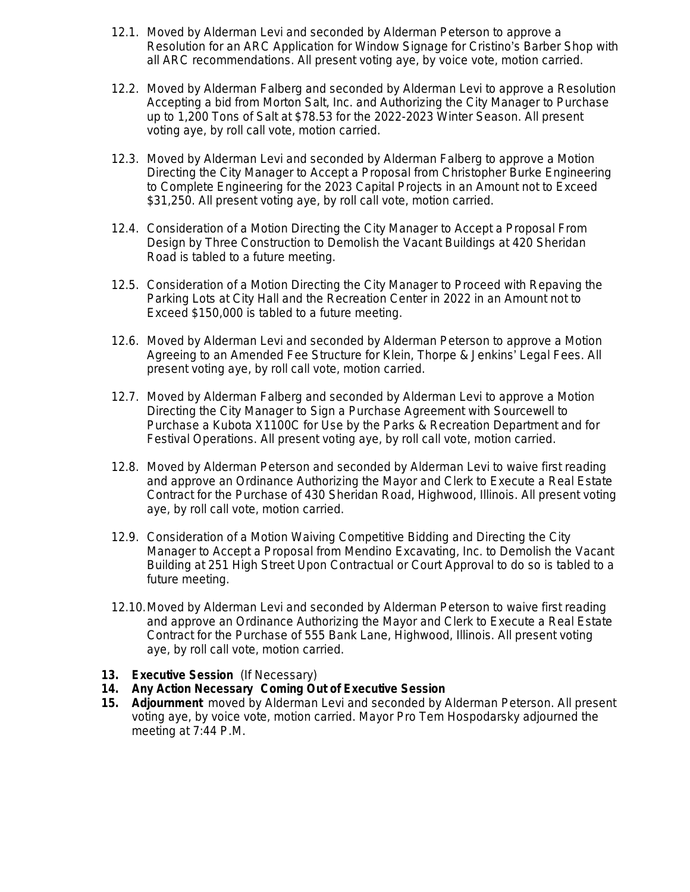12.1. Moved by Alderman Levi and seconded by Alderman Peterson to approve a Resolution for an ARC Application for Window Signage for Cristino's Barber Shop with all ARC recommendations. All present voting aye, by voice vote, motion carried.

12.2. Moved by Alderman Falberg and seconded by Alderman Levi to approve a Resolution Accepting a bid from Morton Salt, Inc. and Authorizing the City Manager to Purchase up to 1,200 Tons of Salt at $78.53 for the 2022-2023 Winter Season. All present voting aye, by roll call vote, motion carried.

12.3. Moved by Alderman Levi and seconded by Alderman Falberg to approve a Motion Directing the City Manager to Accept a Proposal from Christopher Burke Engineering to Complete Engineering for the 2023 Capital Projects in an Amount not to Exceed $31,250. All present voting aye, by roll call vote, motion carried.

12.4. Consideration of a Motion Directing the City Manager to Accept a Proposal From Design by Three Construction to Demolish the Vacant Buildings at 420 Sheridan Road is tabled to a future meeting.

12.5. Consideration of a Motion Directing the City Manager to Proceed with Repaving the Parking Lots at City Hall and the Recreation Center in 2022 in an Amount not to Exceed $150,000 is tabled to a future meeting.

12.6. Moved by Alderman Levi and seconded by Alderman Peterson to approve a Motion Agreeing to an Amended Fee Structure for Klein, Thorpe & Jenkins' Legal Fees. All present voting aye, by roll call vote, motion carried.

12.7. Moved by Alderman Falberg and seconded by Alderman Levi to approve a Motion Directing the City Manager to Sign a Purchase Agreement with Sourcewell to Purchase a Kubota X1100C for Use by the Parks & Recreation Department and for Festival Operations. All present voting aye, by roll call vote, motion carried.

12.8. Moved by Alderman Peterson and seconded by Alderman Levi to waive first reading and approve an Ordinance Authorizing the Mayor and Clerk to Execute a Real Estate Contract for the Purchase of 430 Sheridan Road, Highwood, Illinois. All present voting aye, by roll call vote, motion carried.

12.9. Consideration of a Motion Waiving Competitive Bidding and Directing the City Manager to Accept a Proposal from Mendino Excavating, Inc. to Demolish the Vacant Building at 251 High Street Upon Contractual or Court Approval to do so is tabled to a future meeting.

12.10. Moved by Alderman Levi and seconded by Alderman Peterson to waive first reading and approve an Ordinance Authorizing the Mayor and Clerk to Execute a Real Estate Contract for the Purchase of 555 Bank Lane, Highwood, Illinois. All present voting aye, by roll call vote, motion carried.

**13. Executive Session** (If Necessary)

**14. Any Action Necessary Coming Out of Executive Session**

**15. Adjournment** moved by Alderman Levi and seconded by Alderman Peterson. All present voting aye, by voice vote, motion carried. Mayor Pro Tem Hospodarsky adjourned the meeting at 7:44 P.M.